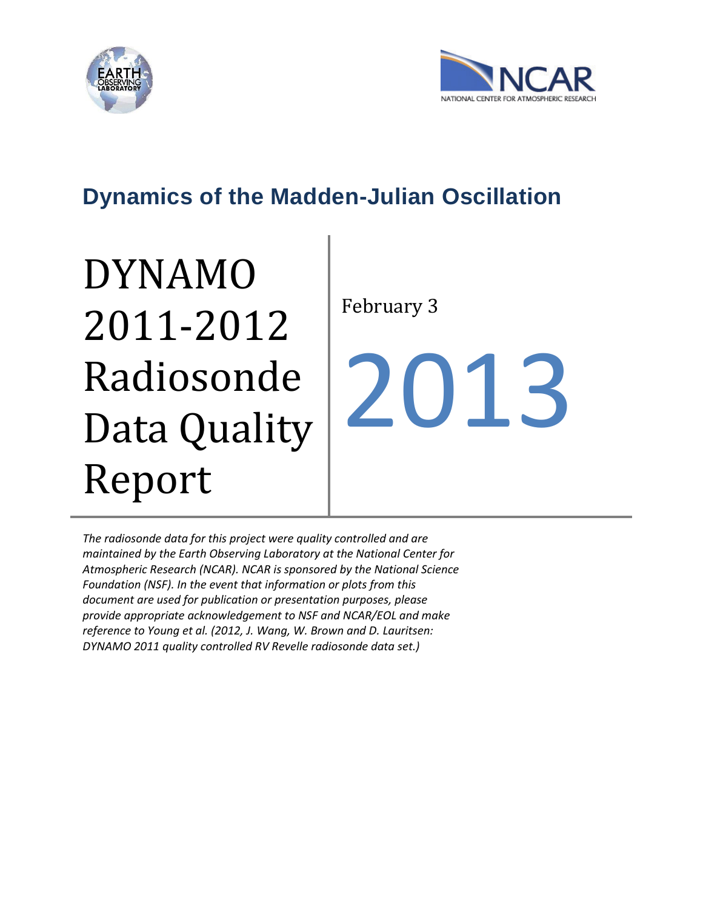## Dynamics of the Madden-Julian Oscillation

# DYNAMO 2011-2012 Radiosonde Data Quality Report

February 3

2013

*The radiosonde data for this project were quality controlled and are maintained by the Earth Observing Laboratory at the National Center for Atmospheric Research (NCAR). NCAR is sponsored by the National Science Foundation (NSF). In the event that information or plots from this document are used for publication or presentation purposes, please provide appropriate acknowledgement to NSF and NCAR/EOL and make reference to Young et al. (2012, J. Wang, W. Brown and D. Lauritsen: DYNAMO 2011 quality controlled RV Revelle radiosonde data set.)*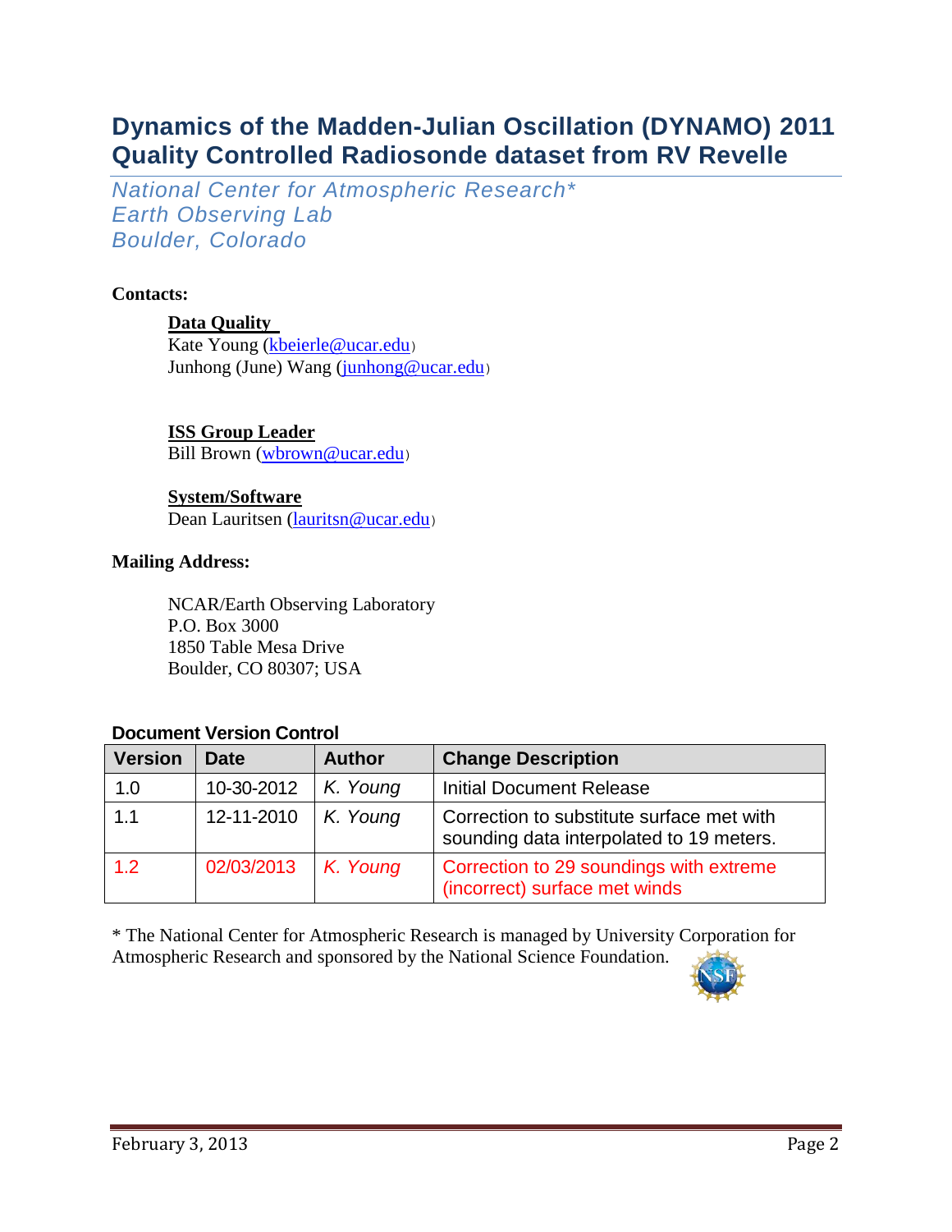# Dynamics of the Madden-Julian Oscillation (DYNAMO) 2011 Quality Controlled Radiosonde dataset from RV Revelle

*National Center for Atmospheric Research\**
*Earth Observing Lab*
*Boulder, Colorado*

**Contacts:**

**Data Quality**
Kate Young (kbeierle@ucar.edu)
Junhong (June) Wang (junhong@ucar.edu)

**ISS Group Leader**
Bill Brown (wbrown@ucar.edu)

**System/Software**
Dean Lauritsen (lauritsn@ucar.edu)

**Mailing Address:**

NCAR/Earth Observing Laboratory
P.O. Box 3000
1850 Table Mesa Drive
Boulder, CO 80307; USA

**Document Version Control**

| Version | Date | Author | Change Description |
|---|---|---|---|
| 1.0 | 10-30-2012 | *K. Young* | Initial Document Release |
| 1.1 | 12-11-2010 | *K. Young* | Correction to substitute surface met with sounding data interpolated to 19 meters. |
| 1.2 | 02/03/2013 | *K. Young* | Correction to 29 soundings with extreme (incorrect) surface met winds |

\* The National Center for Atmospheric Research is managed by University Corporation for Atmospheric Research and sponsored by the National Science Foundation.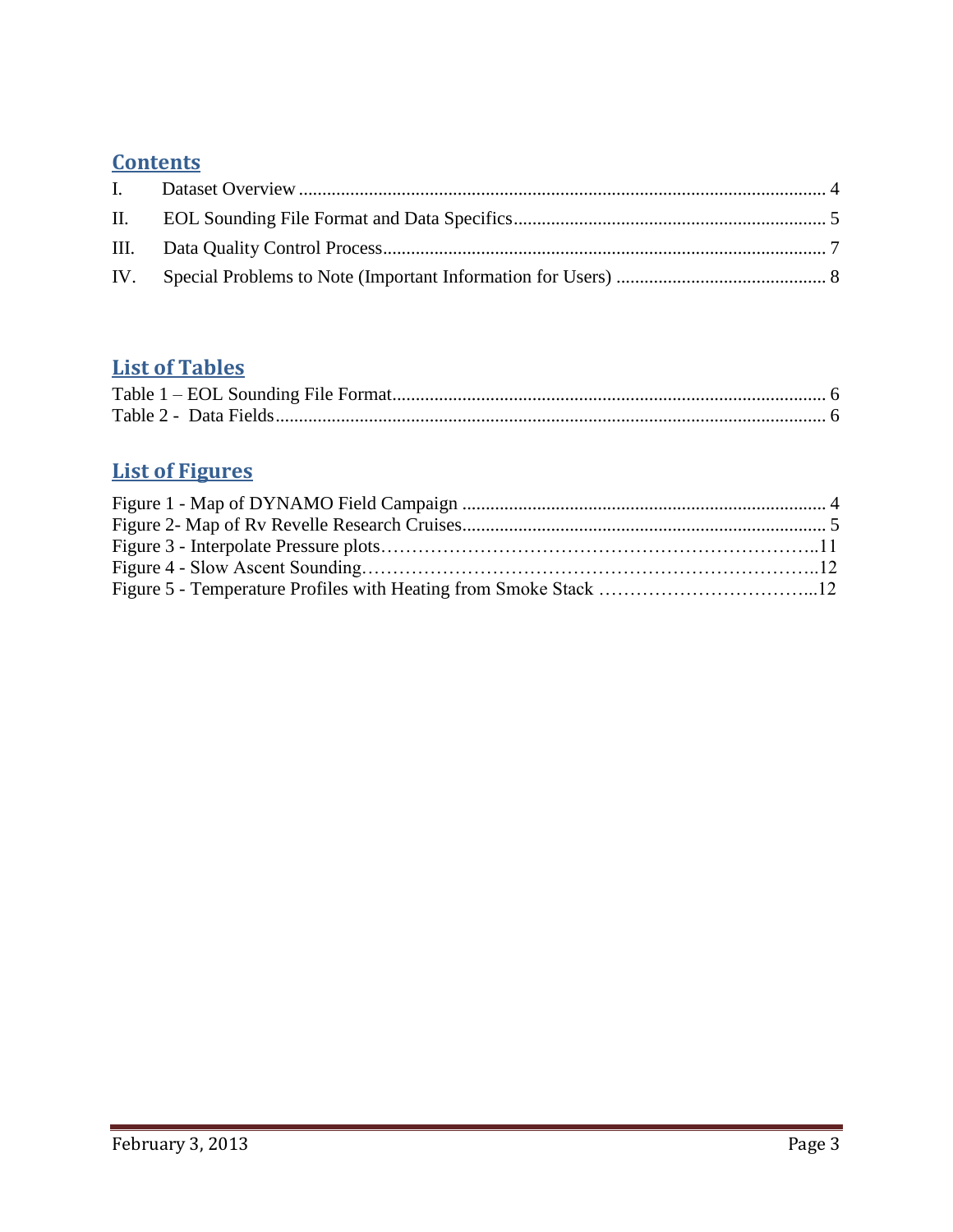## Contents

I. Dataset Overview ........................................................................................................ 4

II. EOL Sounding File Format and Data Specifics.......................................................... 5

III. Data Quality Control Process.................................................................................... 7

IV. Special Problems to Note (Important Information for Users) ..................................... 8

## List of Tables

Table 1 – EOL Sounding File Format.............................................................................. 6

Table 2 - Data Fields....................................................................................................... 6

## List of Figures

Figure 1 - Map of DYNAMO Field Campaign ............................................................... 4

Figure 2- Map of Rv Revelle Research Cruises............................................................. 5

Figure 3 - Interpolate Pressure plots……………………………………………………..11

Figure 4 - Slow Ascent Sounding………………………………………………………..12

Figure 5 - Temperature Profiles with Heating from Smoke Stack ……………………...12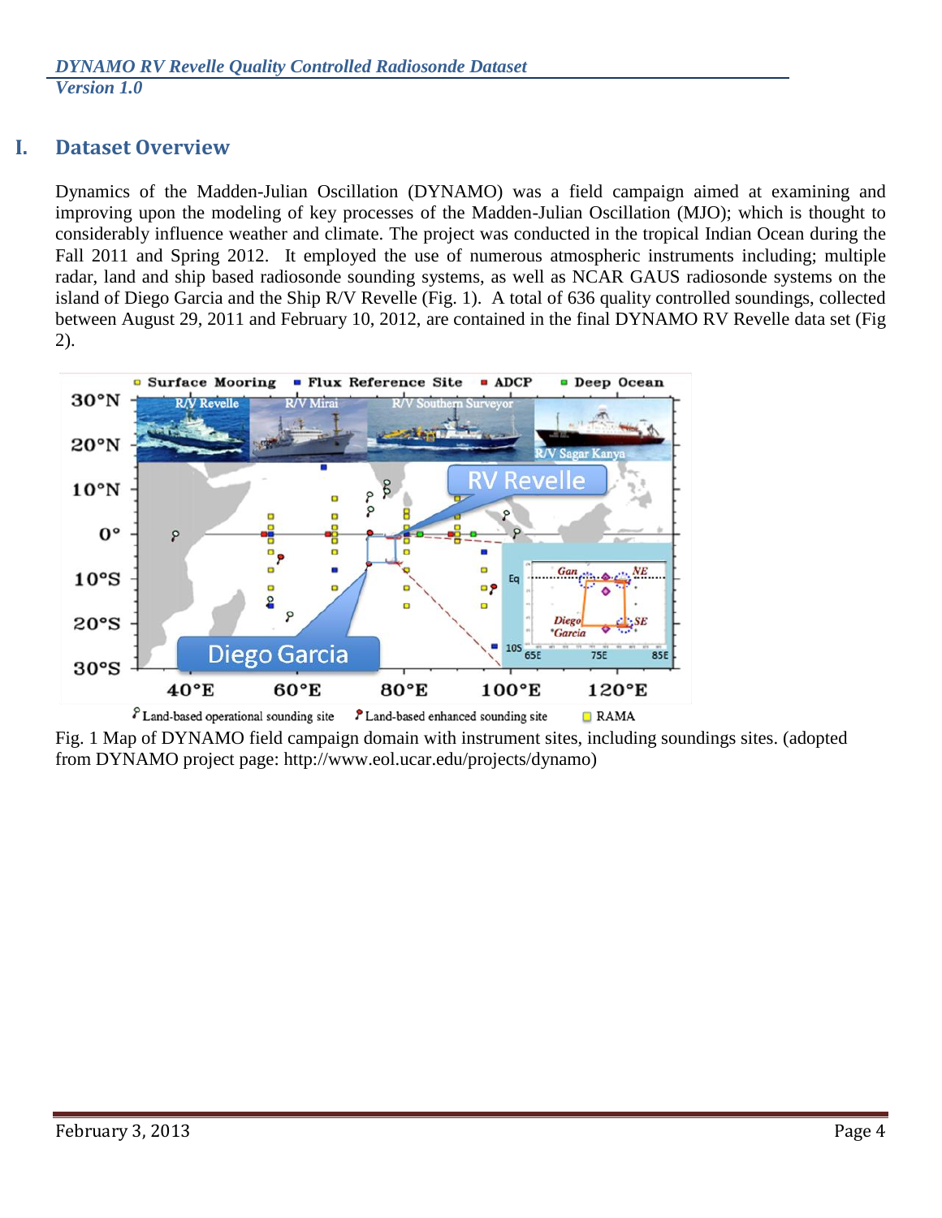## I. Dataset Overview

Dynamics of the Madden-Julian Oscillation (DYNAMO) was a field campaign aimed at examining and improving upon the modeling of key processes of the Madden-Julian Oscillation (MJO); which is thought to considerably influence weather and climate. The project was conducted in the tropical Indian Ocean during the Fall 2011 and Spring 2012. It employed the use of numerous atmospheric instruments including; multiple radar, land and ship based radiosonde sounding systems, as well as NCAR GAUS radiosonde systems on the island of Diego Garcia and the Ship R/V Revelle (Fig. 1). A total of 636 quality controlled soundings, collected between August 29, 2011 and February 10, 2012, are contained in the final DYNAMO RV Revelle data set (Fig 2).

Fig. 1 Map of DYNAMO field campaign domain with instrument sites, including soundings sites. (adopted from DYNAMO project page: http://www.eol.ucar.edu/projects/dynamo)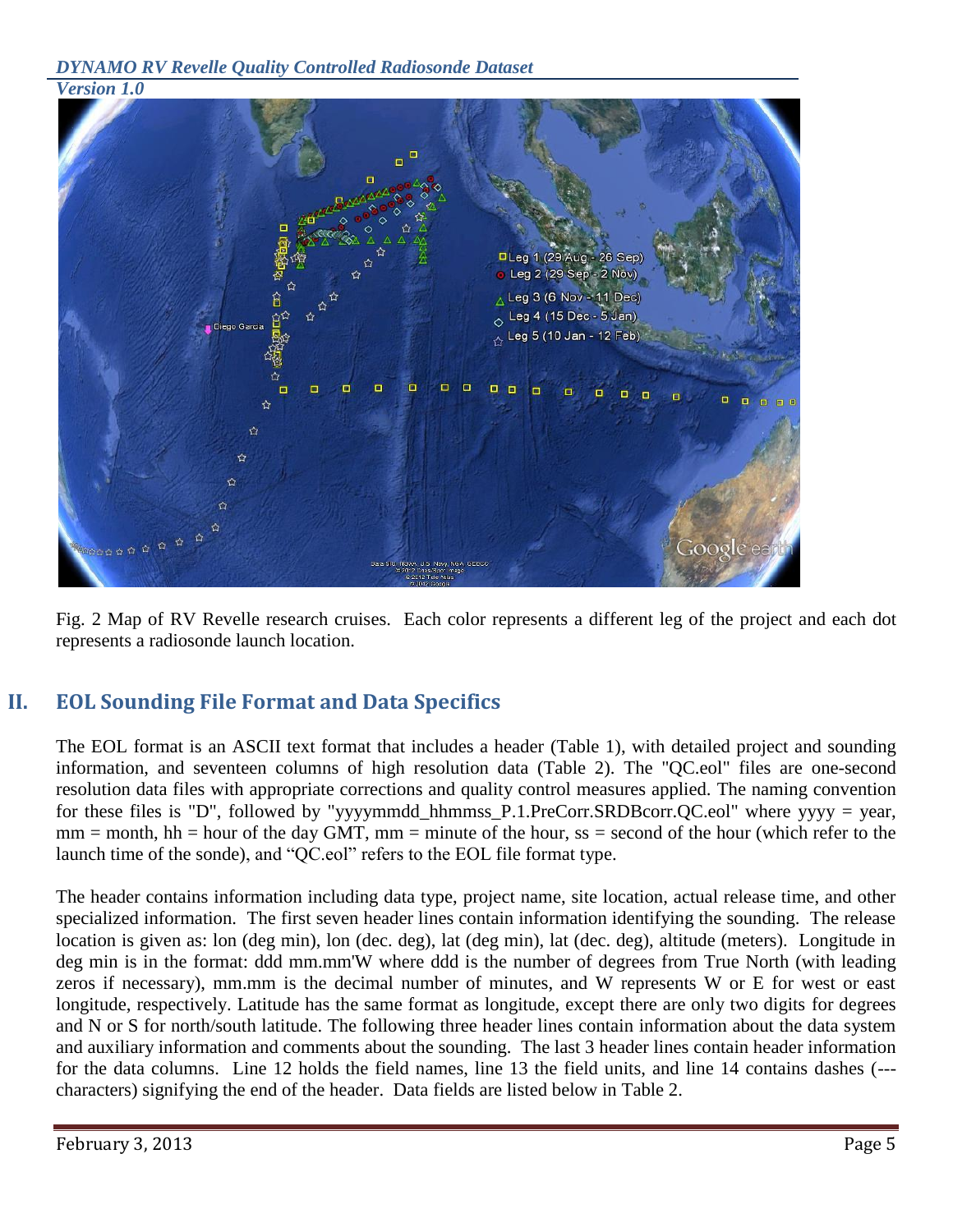Fig. 2 Map of RV Revelle research cruises. Each color represents a different leg of the project and each dot represents a radiosonde launch location.

## II. EOL Sounding File Format and Data Specifics

The EOL format is an ASCII text format that includes a header (Table 1), with detailed project and sounding information, and seventeen columns of high resolution data (Table 2). The "QC.eol" files are one-second resolution data files with appropriate corrections and quality control measures applied. The naming convention for these files is "D", followed by "yyyymmdd_hhmmss_P.1.PreCorr.SRDBcorr.QC.eol" where yyyy = year, mm = month, hh = hour of the day GMT, mm = minute of the hour, ss = second of the hour (which refer to the launch time of the sonde), and "QC.eol" refers to the EOL file format type.

The header contains information including data type, project name, site location, actual release time, and other specialized information. The first seven header lines contain information identifying the sounding. The release location is given as: lon (deg min), lon (dec. deg), lat (deg min), lat (dec. deg), altitude (meters). Longitude in deg min is in the format: ddd mm.mm'W where ddd is the number of degrees from True North (with leading zeros if necessary), mm.mm is the decimal number of minutes, and W represents W or E for west or east longitude, respectively. Latitude has the same format as longitude, except there are only two digits for degrees and N or S for north/south latitude. The following three header lines contain information about the data system and auxiliary information and comments about the sounding. The last 3 header lines contain header information for the data columns. Line 12 holds the field names, line 13 the field units, and line 14 contains dashes (--- characters) signifying the end of the header. Data fields are listed below in Table 2.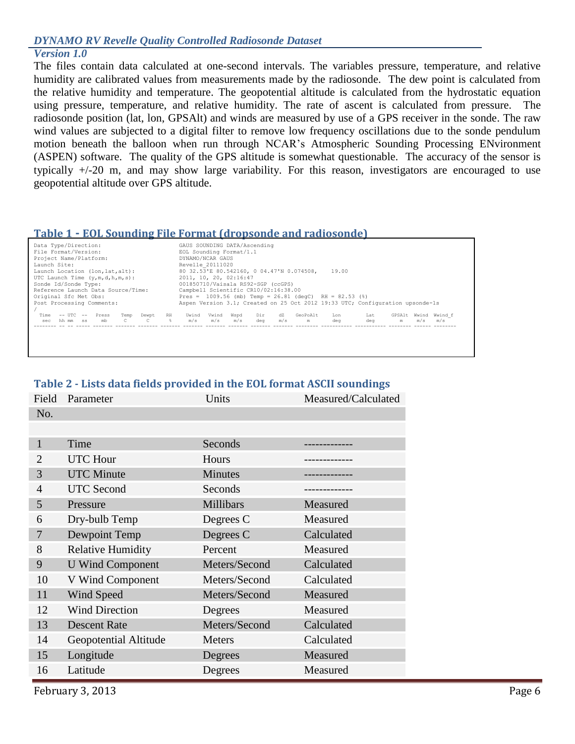The files contain data calculated at one-second intervals. The variables pressure, temperature, and relative humidity are calibrated values from measurements made by the radiosonde. The dew point is calculated from the relative humidity and temperature. The geopotential altitude is calculated from the hydrostatic equation using pressure, temperature, and relative humidity. The rate of ascent is calculated from pressure. The radiosonde position (lat, lon, GPSAlt) and winds are measured by use of a GPS receiver in the sonde. The raw wind values are subjected to a digital filter to remove low frequency oscillations due to the sonde pendulum motion beneath the balloon when run through NCAR's Atmospheric Sounding Processing ENvironment (ASPEN) software. The quality of the GPS altitude is somewhat questionable. The accuracy of the sensor is typically +/-20 m, and may show large variability. For this reason, investigators are encouraged to use geopotential altitude over GPS altitude.

### Table 1 - EOL Sounding File Format (dropsonde and radiosonde)

```
Data Type/Direction:                    GAUS SOUNDING DATA/Ascending
File Format/Version:                    EOL Sounding Format/1.1
Project Name/Platform:                  DYNAMO/NCAR GAUS
Launch Site:                            Revelle_20111020
Launch Location (lon,lat,alt):          80 32.53'E 80.542160, 0 04.47'N 0.074508,    19.00
UTC Launch Time (y,m,d,h,m,s):          2011, 10, 20, 02:16:47
Sonde Id/Sonde Type:                    001850710/Vaisala RS92-SGP (ccGPS)
Reference Launch Data Source/Time:      Campbell Scientific CR10/02:16:38.00
Original Sfc Met Obs:                   Pres =  1009.56 (mb) Temp = 26.81 (degC)  RH = 82.53 (%)
Post Processing Comments:               Aspen Version 3.1; Created on 25 Oct 2012 19:33 UTC; Configuration upsonde-1s
/
  Time   -- UTC  --   Press    Temp   Dewpt    RH    Uwind   Vwind   Wspd    Dir     dZ    GeoPoAlt     Lon        Lat      GPSAlt  Wwind  Wwind_f
   sec   hh mm   ss     mb       C       C      %     m/s     m/s     m/s    deg     m/s       m        deg        deg        m      m/s     m/s
-------- -- -- ----- ------- ------- ------- ------- ------- ------- ------- ------- ------- -------- ----------- ---------- -------- ------ --------
```

### Table 2 - Lists data fields provided in the EOL format ASCII soundings

| Field No. | Parameter | Units | Measured/Calculated |
|---|---|---|---|
| 1 | Time | Seconds | ------------- |
| 2 | UTC Hour | Hours | ------------- |
| 3 | UTC Minute | Minutes | ------------- |
| 4 | UTC Second | Seconds | ------------- |
| 5 | Pressure | Millibars | Measured |
| 6 | Dry-bulb Temp | Degrees C | Measured |
| 7 | Dewpoint Temp | Degrees C | Calculated |
| 8 | Relative Humidity | Percent | Measured |
| 9 | U Wind Component | Meters/Second | Calculated |
| 10 | V Wind Component | Meters/Second | Calculated |
| 11 | Wind Speed | Meters/Second | Measured |
| 12 | Wind Direction | Degrees | Measured |
| 13 | Descent Rate | Meters/Second | Calculated |
| 14 | Geopotential Altitude | Meters | Calculated |
| 15 | Longitude | Degrees | Measured |
| 16 | Latitude | Degrees | Measured |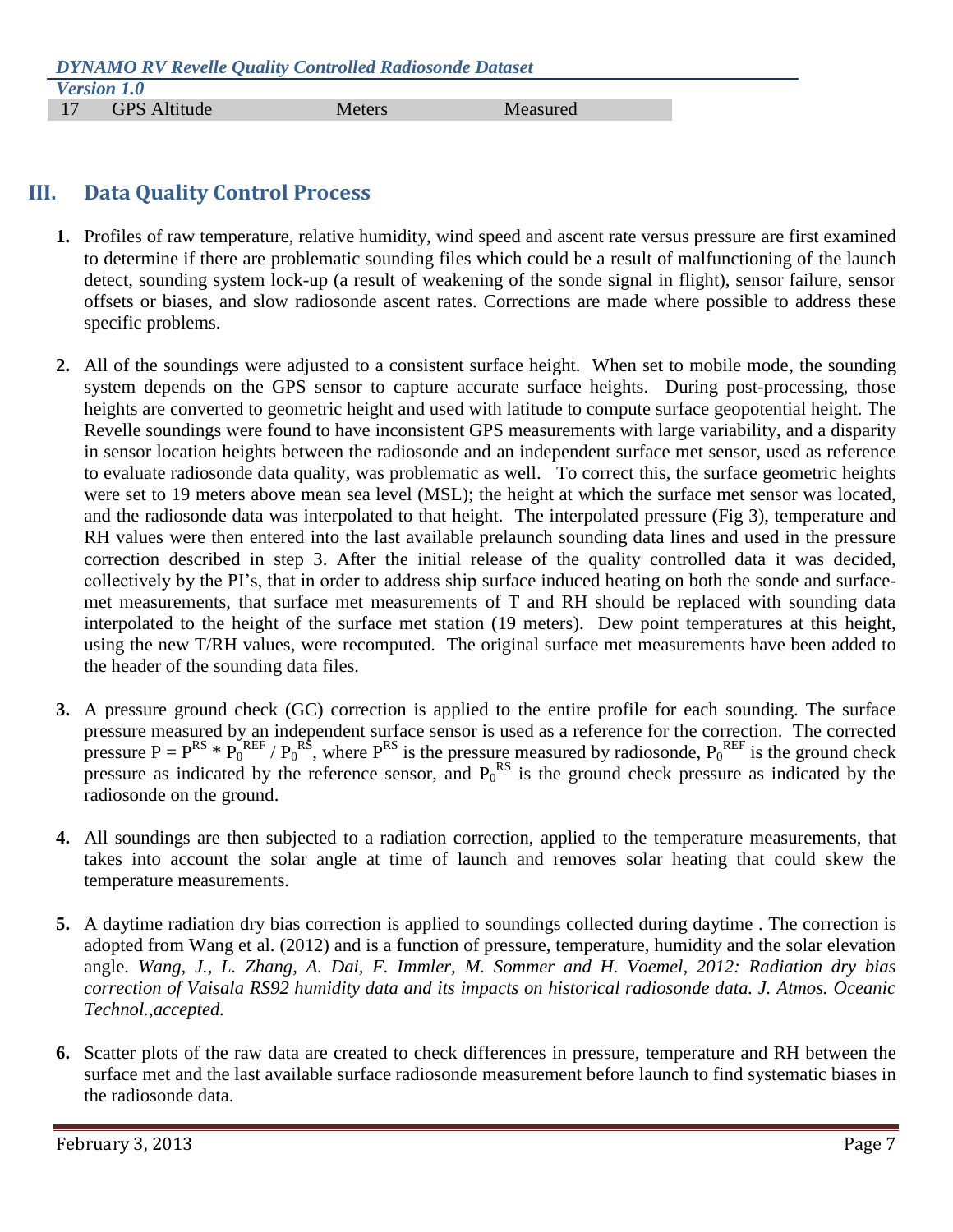| 17 | GPS Altitude | Meters | Measured |
|---|---|---|---|

## III. Data Quality Control Process

1. Profiles of raw temperature, relative humidity, wind speed and ascent rate versus pressure are first examined to determine if there are problematic sounding files which could be a result of malfunctioning of the launch detect, sounding system lock-up (a result of weakening of the sonde signal in flight), sensor failure, sensor offsets or biases, and slow radiosonde ascent rates. Corrections are made where possible to address these specific problems.

2. All of the soundings were adjusted to a consistent surface height. When set to mobile mode, the sounding system depends on the GPS sensor to capture accurate surface heights. During post-processing, those heights are converted to geometric height and used with latitude to compute surface geopotential height. The Revelle soundings were found to have inconsistent GPS measurements with large variability, and a disparity in sensor location heights between the radiosonde and an independent surface met sensor, used as reference to evaluate radiosonde data quality, was problematic as well. To correct this, the surface geometric heights were set to 19 meters above mean sea level (MSL); the height at which the surface met sensor was located, and the radiosonde data was interpolated to that height. The interpolated pressure (Fig 3), temperature and RH values were then entered into the last available prelaunch sounding data lines and used in the pressure correction described in step 3. After the initial release of the quality controlled data it was decided, collectively by the PI's, that in order to address ship surface induced heating on both the sonde and surface-met measurements, that surface met measurements of T and RH should be replaced with sounding data interpolated to the height of the surface met station (19 meters). Dew point temperatures at this height, using the new T/RH values, were recomputed. The original surface met measurements have been added to the header of the sounding data files.

3. A pressure ground check (GC) correction is applied to the entire profile for each sounding. The surface pressure measured by an independent surface sensor is used as a reference for the correction. The corrected pressure $P = P^{RS} * P_0^{REF} / P_0^{RS}$, where $P^{RS}$ is the pressure measured by radiosonde, $P_0^{REF}$ is the ground check pressure as indicated by the reference sensor, and $P_0^{RS}$ is the ground check pressure as indicated by the radiosonde on the ground.

4. All soundings are then subjected to a radiation correction, applied to the temperature measurements, that takes into account the solar angle at time of launch and removes solar heating that could skew the temperature measurements.

5. A daytime radiation dry bias correction is applied to soundings collected during daytime . The correction is adopted from Wang et al. (2012) and is a function of pressure, temperature, humidity and the solar elevation angle. *Wang, J., L. Zhang, A. Dai, F. Immler, M. Sommer and H. Voemel, 2012: Radiation dry bias correction of Vaisala RS92 humidity data and its impacts on historical radiosonde data. J. Atmos. Oceanic Technol.,accepted.*

6. Scatter plots of the raw data are created to check differences in pressure, temperature and RH between the surface met and the last available surface radiosonde measurement before launch to find systematic biases in the radiosonde data.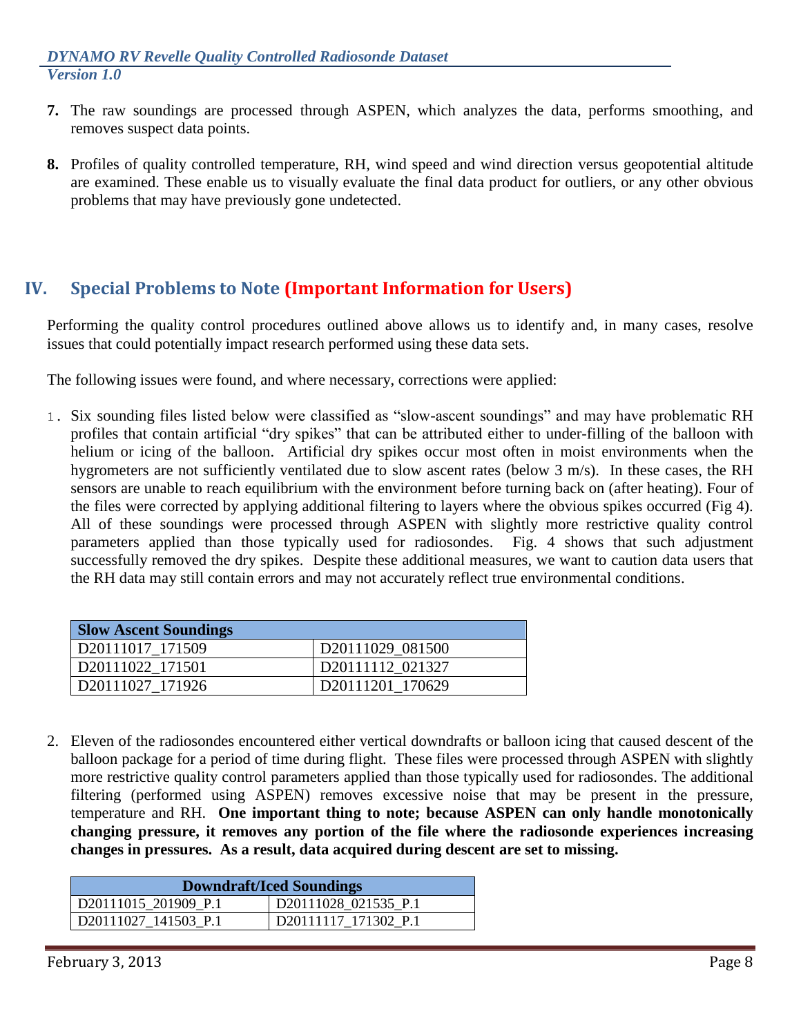7. The raw soundings are processed through ASPEN, which analyzes the data, performs smoothing, and removes suspect data points.

8. Profiles of quality controlled temperature, RH, wind speed and wind direction versus geopotential altitude are examined. These enable us to visually evaluate the final data product for outliers, or any other obvious problems that may have previously gone undetected.

## IV. Special Problems to Note (Important Information for Users)

Performing the quality control procedures outlined above allows us to identify and, in many cases, resolve issues that could potentially impact research performed using these data sets.

The following issues were found, and where necessary, corrections were applied:

1. Six sounding files listed below were classified as "slow-ascent soundings" and may have problematic RH profiles that contain artificial "dry spikes" that can be attributed either to under-filling of the balloon with helium or icing of the balloon. Artificial dry spikes occur most often in moist environments when the hygrometers are not sufficiently ventilated due to slow ascent rates (below 3 m/s). In these cases, the RH sensors are unable to reach equilibrium with the environment before turning back on (after heating). Four of the files were corrected by applying additional filtering to layers where the obvious spikes occurred (Fig 4). All of these soundings were processed through ASPEN with slightly more restrictive quality control parameters applied than those typically used for radiosondes. Fig. 4 shows that such adjustment successfully removed the dry spikes. Despite these additional measures, we want to caution data users that the RH data may still contain errors and may not accurately reflect true environmental conditions.

| Slow Ascent Soundings | |
|---|---|
| D20111017_171509 | D20111029_081500 |
| D20111022_171501 | D20111112_021327 |
| D20111027_171926 | D20111201_170629 |

2. Eleven of the radiosondes encountered either vertical downdrafts or balloon icing that caused descent of the balloon package for a period of time during flight. These files were processed through ASPEN with slightly more restrictive quality control parameters applied than those typically used for radiosondes. The additional filtering (performed using ASPEN) removes excessive noise that may be present in the pressure, temperature and RH. **One important thing to note; because ASPEN can only handle monotonically changing pressure, it removes any portion of the file where the radiosonde experiences increasing changes in pressures. As a result, data acquired during descent are set to missing.**

| Downdraft/Iced Soundings | |
|---|---|
| D20111015_201909_P.1 | D20111028_021535_P.1 |
| D20111027_141503_P.1 | D20111117_171302_P.1 |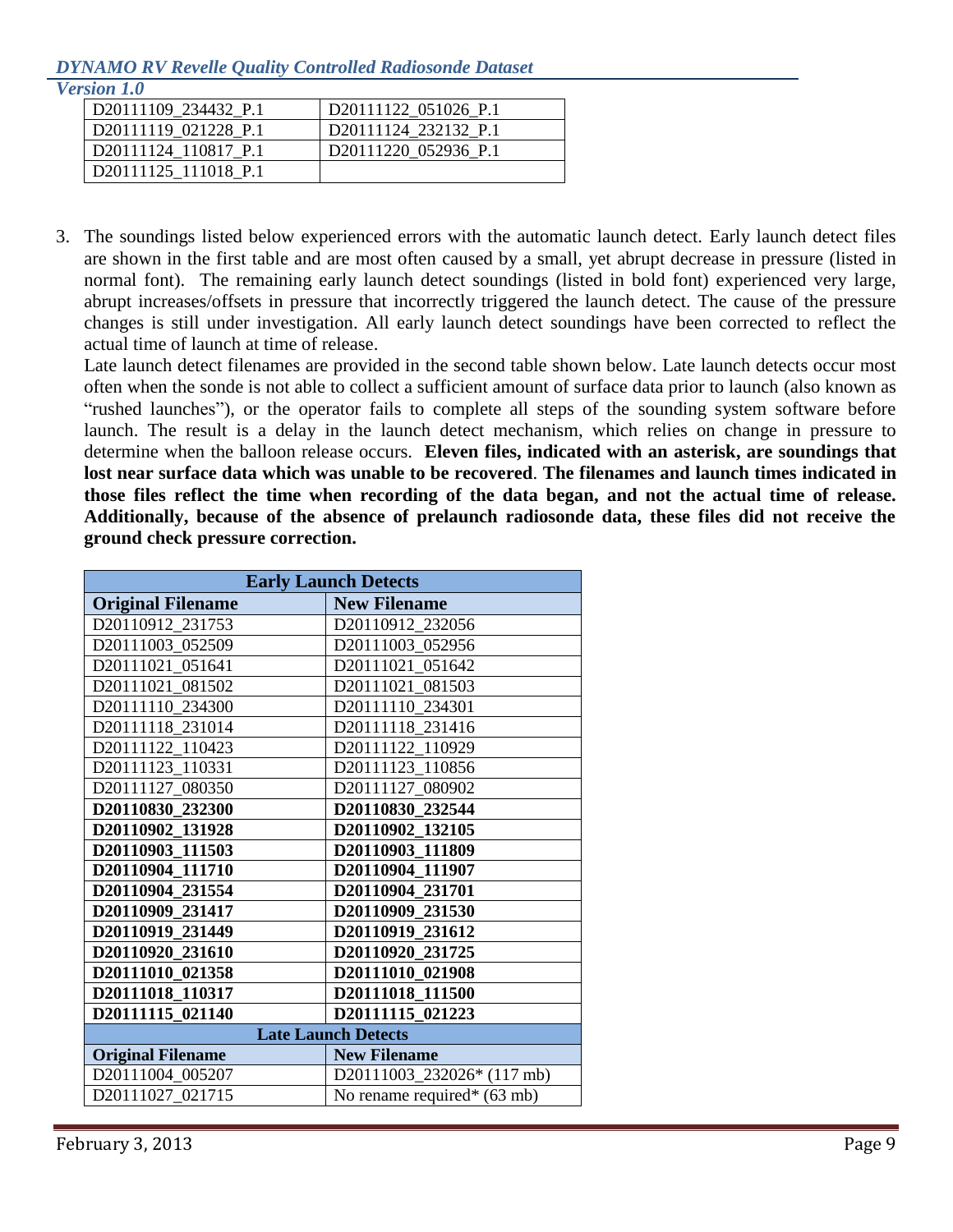| D20111109_234432_P.1 | D20111122_051026_P.1 |
|---|---|
| D20111119_021228_P.1 | D20111124_232132_P.1 |
| D20111124_110817_P.1 | D20111220_052936_P.1 |
| D20111125_111018_P.1 | |

3. The soundings listed below experienced errors with the automatic launch detect. Early launch detect files are shown in the first table and are most often caused by a small, yet abrupt decrease in pressure (listed in normal font). The remaining early launch detect soundings (listed in bold font) experienced very large, abrupt increases/offsets in pressure that incorrectly triggered the launch detect. The cause of the pressure changes is still under investigation. All early launch detect soundings have been corrected to reflect the actual time of launch at time of release.

   Late launch detect filenames are provided in the second table shown below. Late launch detects occur most often when the sonde is not able to collect a sufficient amount of surface data prior to launch (also known as "rushed launches"), or the operator fails to complete all steps of the sounding system software before launch. The result is a delay in the launch detect mechanism, which relies on change in pressure to determine when the balloon release occurs. **Eleven files, indicated with an asterisk, are soundings that lost near surface data which was unable to be recovered**. **The filenames and launch times indicated in those files reflect the time when recording of the data began, and not the actual time of release. Additionally, because of the absence of prelaunch radiosonde data, these files did not receive the ground check pressure correction.**

| Early Launch Detects | |
|---|---|
| **Original Filename** | **New Filename** |
| D20110912_231753 | D20110912_232056 |
| D20111003_052509 | D20111003_052956 |
| D20111021_051641 | D20111021_051642 |
| D20111021_081502 | D20111021_081503 |
| D20111110_234300 | D20111110_234301 |
| D20111118_231014 | D20111118_231416 |
| D20111122_110423 | D20111122_110929 |
| D20111123_110331 | D20111123_110856 |
| D20111127_080350 | D20111127_080902 |
| **D20110830_232300** | **D20110830_232544** |
| **D20110902_131928** | **D20110902_132105** |
| **D20110903_111503** | **D20110903_111809** |
| **D20110904_111710** | **D20110904_111907** |
| **D20110904_231554** | **D20110904_231701** |
| **D20110909_231417** | **D20110909_231530** |
| **D20110919_231449** | **D20110919_231612** |
| **D20110920_231610** | **D20110920_231725** |
| **D20111010_021358** | **D20111010_021908** |
| **D20111018_110317** | **D20111018_111500** |
| **D20111115_021140** | **D20111115_021223** |
| **Late Launch Detects** | |
| **Original Filename** | **New Filename** |
| D20111004_005207 | D20111003_232026* (117 mb) |
| D20111027_021715 | No rename required* (63 mb) |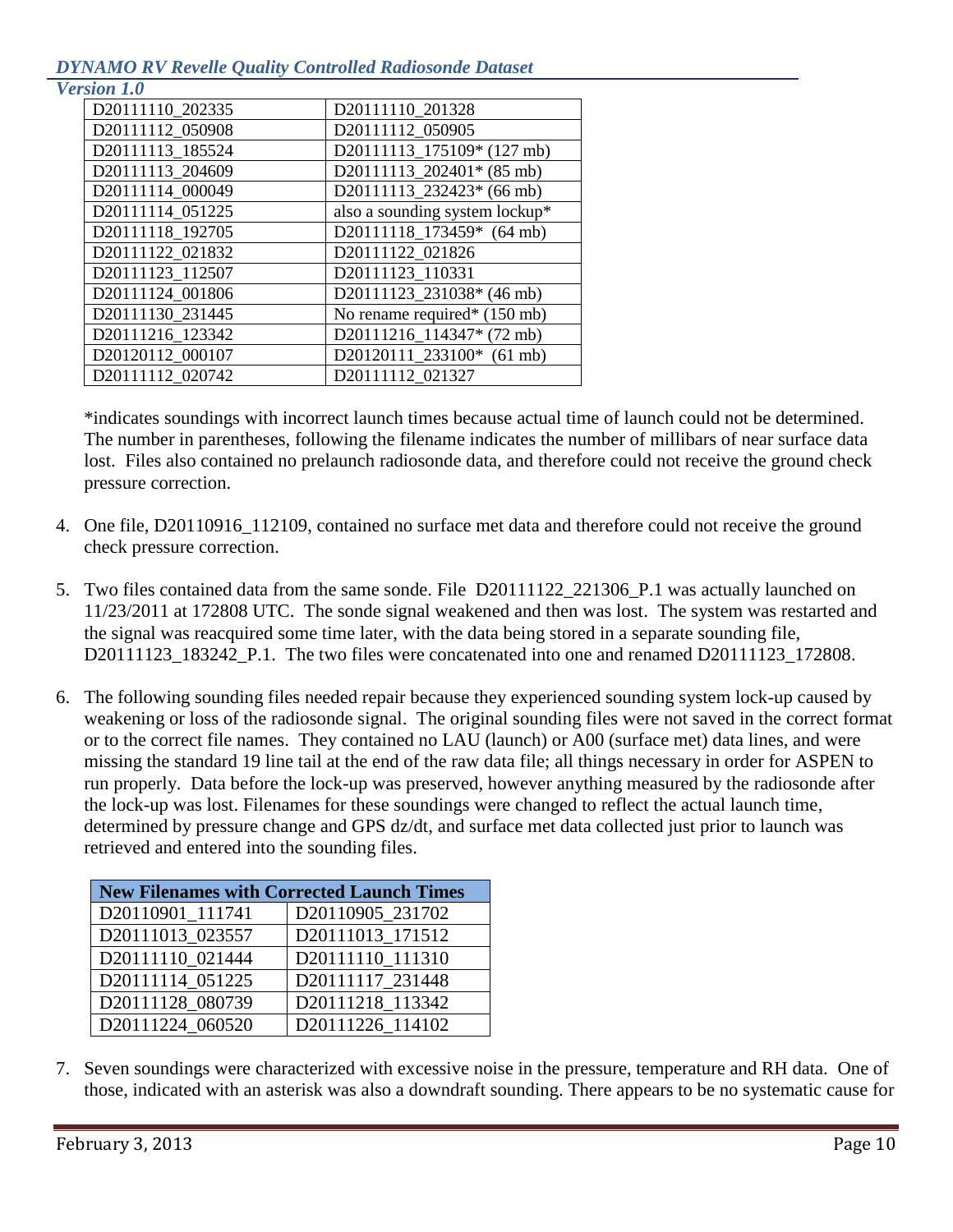| D20111110_202335 | D20111110_201328 |
|---|---|
| D20111112_050908 | D20111112_050905 |
| D20111113_185524 | D20111113_175109* (127 mb) |
| D20111113_204609 | D20111113_202401* (85 mb) |
| D20111114_000049 | D20111113_232423* (66 mb) |
| D20111114_051225 | also a sounding system lockup* |
| D20111118_192705 | D20111118_173459* (64 mb) |
| D20111122_021832 | D20111122_021826 |
| D20111123_112507 | D20111123_110331 |
| D20111124_001806 | D20111123_231038* (46 mb) |
| D20111130_231445 | No rename required* (150 mb) |
| D20111216_123342 | D20111216_114347* (72 mb) |
| D20120112_000107 | D20120111_233100* (61 mb) |
| D20111112_020742 | D20111112_021327 |

*indicates soundings with incorrect launch times because actual time of launch could not be determined. The number in parentheses, following the filename indicates the number of millibars of near surface data lost. Files also contained no prelaunch radiosonde data, and therefore could not receive the ground check pressure correction.

4. One file, D20110916_112109, contained no surface met data and therefore could not receive the ground check pressure correction.

5. Two files contained data from the same sonde. File D20111122_221306_P.1 was actually launched on 11/23/2011 at 172808 UTC. The sonde signal weakened and then was lost. The system was restarted and the signal was reacquired some time later, with the data being stored in a separate sounding file, D20111123_183242_P.1. The two files were concatenated into one and renamed D20111123_172808.

6. The following sounding files needed repair because they experienced sounding system lock-up caused by weakening or loss of the radiosonde signal. The original sounding files were not saved in the correct format or to the correct file names. They contained no LAU (launch) or A00 (surface met) data lines, and were missing the standard 19 line tail at the end of the raw data file; all things necessary in order for ASPEN to run properly. Data before the lock-up was preserved, however anything measured by the radiosonde after the lock-up was lost. Filenames for these soundings were changed to reflect the actual launch time, determined by pressure change and GPS dz/dt, and surface met data collected just prior to launch was retrieved and entered into the sounding files.

| **New Filenames with Corrected Launch Times** | |
|---|---|
| D20110901_111741 | D20110905_231702 |
| D20111013_023557 | D20111013_171512 |
| D20111110_021444 | D20111110_111310 |
| D20111114_051225 | D20111117_231448 |
| D20111128_080739 | D20111218_113342 |
| D20111224_060520 | D20111226_114102 |

7. Seven soundings were characterized with excessive noise in the pressure, temperature and RH data. One of those, indicated with an asterisk was also a downdraft sounding. There appears to be no systematic cause for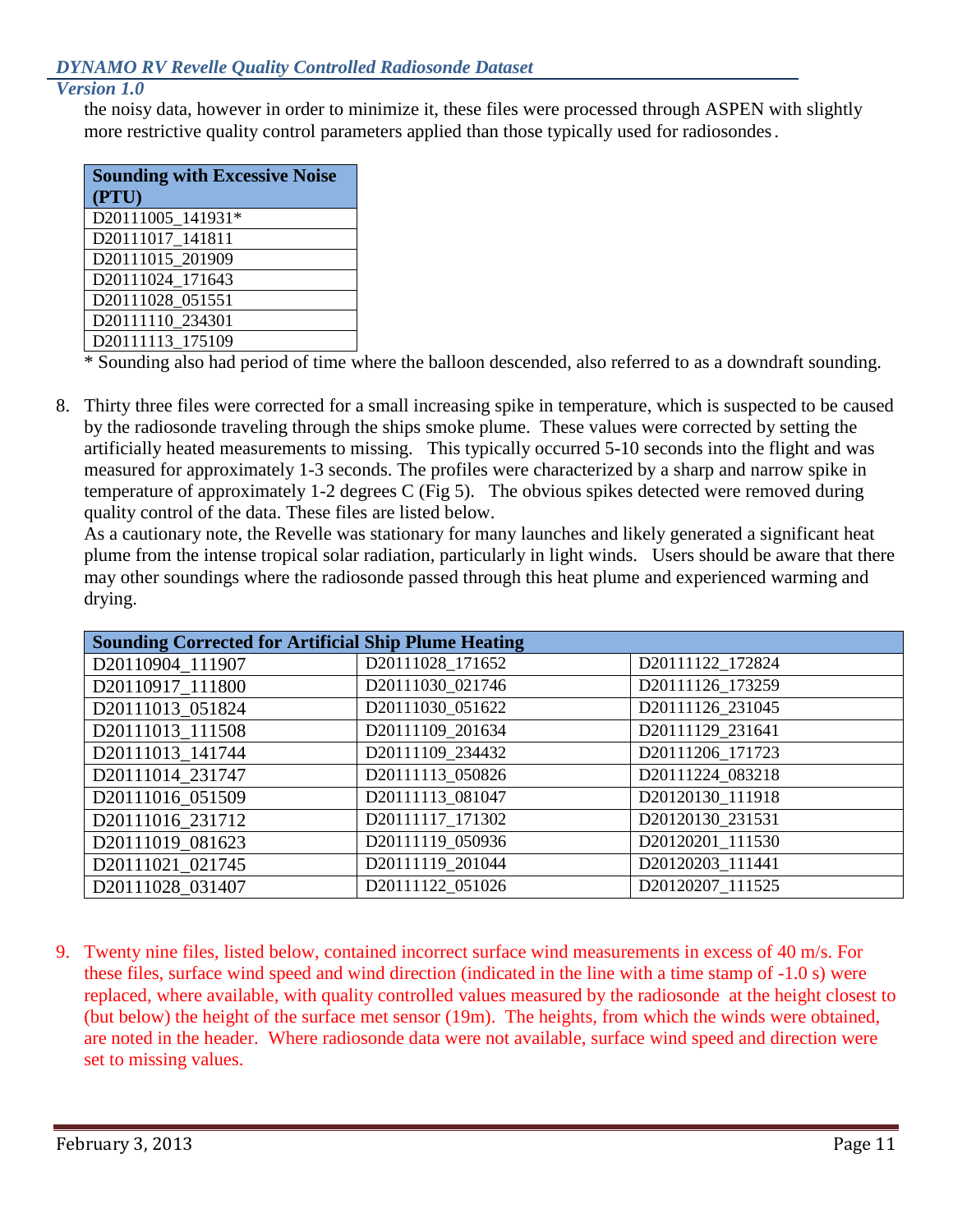the noisy data, however in order to minimize it, these files were processed through ASPEN with slightly more restrictive quality control parameters applied than those typically used for radiosondes.

| Sounding with Excessive Noise (PTU) |
|---|
| D20111005_141931* |
| D20111017_141811 |
| D20111015_201909 |
| D20111024_171643 |
| D20111028_051551 |
| D20111110_234301 |
| D20111113_175109 |

\* Sounding also had period of time where the balloon descended, also referred to as a downdraft sounding.

8. Thirty three files were corrected for a small increasing spike in temperature, which is suspected to be caused by the radiosonde traveling through the ships smoke plume. These values were corrected by setting the artificially heated measurements to missing. This typically occurred 5-10 seconds into the flight and was measured for approximately 1-3 seconds. The profiles were characterized by a sharp and narrow spike in temperature of approximately 1-2 degrees C (Fig 5). The obvious spikes detected were removed during quality control of the data. These files are listed below.
   As a cautionary note, the Revelle was stationary for many launches and likely generated a significant heat plume from the intense tropical solar radiation, particularly in light winds. Users should be aware that there may other soundings where the radiosonde passed through this heat plume and experienced warming and drying.

| Sounding Corrected for Artificial Ship Plume Heating | | |
|---|---|---|
| D20110904_111907 | D20111028_171652 | D20111122_172824 |
| D20110917_111800 | D20111030_021746 | D20111126_173259 |
| D20111013_051824 | D20111030_051622 | D20111126_231045 |
| D20111013_111508 | D20111109_201634 | D20111129_231641 |
| D20111013_141744 | D20111109_234432 | D20111206_171723 |
| D20111014_231747 | D20111113_050826 | D20111224_083218 |
| D20111016_051509 | D20111113_081047 | D20120130_111918 |
| D20111016_231712 | D20111117_171302 | D20120130_231531 |
| D20111019_081623 | D20111119_050936 | D20120201_111530 |
| D20111021_021745 | D20111119_201044 | D20120203_111441 |
| D20111028_031407 | D20111122_051026 | D20120207_111525 |

9. Twenty nine files, listed below, contained incorrect surface wind measurements in excess of 40 m/s. For these files, surface wind speed and wind direction (indicated in the line with a time stamp of -1.0 s) were replaced, where available, with quality controlled values measured by the radiosonde at the height closest to (but below) the height of the surface met sensor (19m). The heights, from which the winds were obtained, are noted in the header. Where radiosonde data were not available, surface wind speed and direction were set to missing values.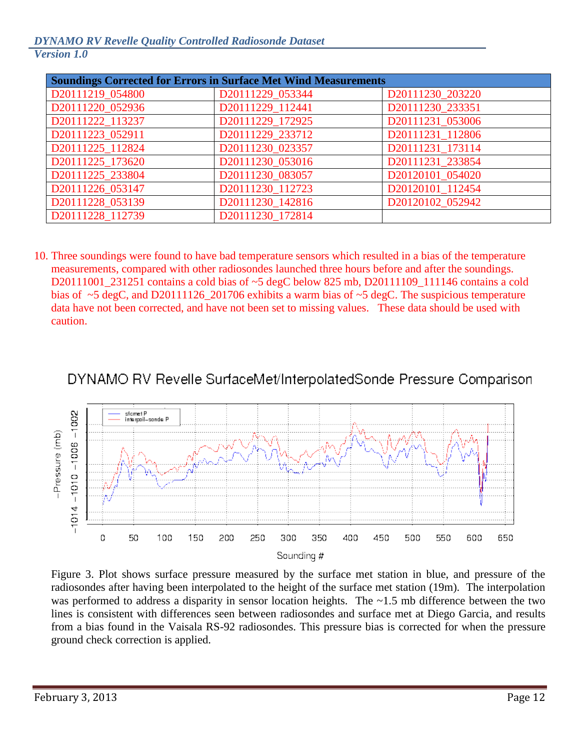| Soundings Corrected for Errors in Surface Met Wind Measurements | | |
|---|---|---|
| D20111219_054800 | D20111229_053344 | D20111230_203220 |
| D20111220_052936 | D20111229_112441 | D20111230_233351 |
| D20111222_113237 | D20111229_172925 | D20111231_053006 |
| D20111223_052911 | D20111229_233712 | D20111231_112806 |
| D20111225_112824 | D20111230_023357 | D20111231_173114 |
| D20111225_173620 | D20111230_053016 | D20111231_233854 |
| D20111225_233804 | D20111230_083057 | D20120101_054020 |
| D20111226_053147 | D20111230_112723 | D20120101_112454 |
| D20111228_053139 | D20111230_142816 | D20120102_052942 |
| D20111228_112739 | D20111230_172814 | |

10. Three soundings were found to have bad temperature sensors which resulted in a bias of the temperature measurements, compared with other radiosondes launched three hours before and after the soundings. D20111001_231251 contains a cold bias of ~5 degC below 825 mb, D20111109_111146 contains a cold bias of ~5 degC, and D20111126_201706 exhibits a warm bias of ~5 degC. The suspicious temperature data have not been corrected, and have not been set to missing values. These data should be used with caution.

DYNAMO RV Revelle SurfaceMet/InterpolatedSonde Pressure Comparison

Figure 3. Plot shows surface pressure measured by the surface met station in blue, and pressure of the radiosondes after having been interpolated to the height of the surface met station (19m). The interpolation was performed to address a disparity in sensor location heights. The ~1.5 mb difference between the two lines is consistent with differences seen between radiosondes and surface met at Diego Garcia, and results from a bias found in the Vaisala RS-92 radiosondes. This pressure bias is corrected for when the pressure ground check correction is applied.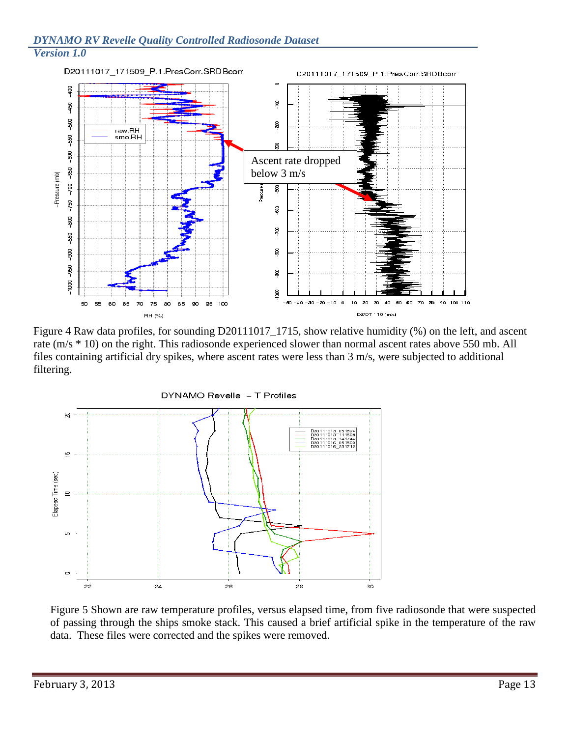D20111017_171509_P.1.PresCorr.SRDBcorr

raw.RH
smo.RH

-Pressure (mb)

RH (%)

D20111017_171509_P.1.PresCorr.SRDBcorr

Ascent rate dropped below 3 m/s

DZ*DT * 10 (m/s)

Figure 4 Raw data profiles, for sounding D20111017_1715, show relative humidity (%) on the left, and ascent rate (m/s * 10) on the right. This radiosonde experienced slower than normal ascent rates above 550 mb. All files containing artificial dry spikes, where ascent rates were less than 3 m/s, were subjected to additional filtering.

DYNAMO Revelle – T Profiles

D20111013_051524
D20111013_111508
D20111013_141744
D20111016_051509
D20111016_231712

Elapsed Time (sec)

Figure 5 Shown are raw temperature profiles, versus elapsed time, from five radiosonde that were suspected of passing through the ships smoke stack. This caused a brief artificial spike in the temperature of the raw data. These files were corrected and the spikes were removed.